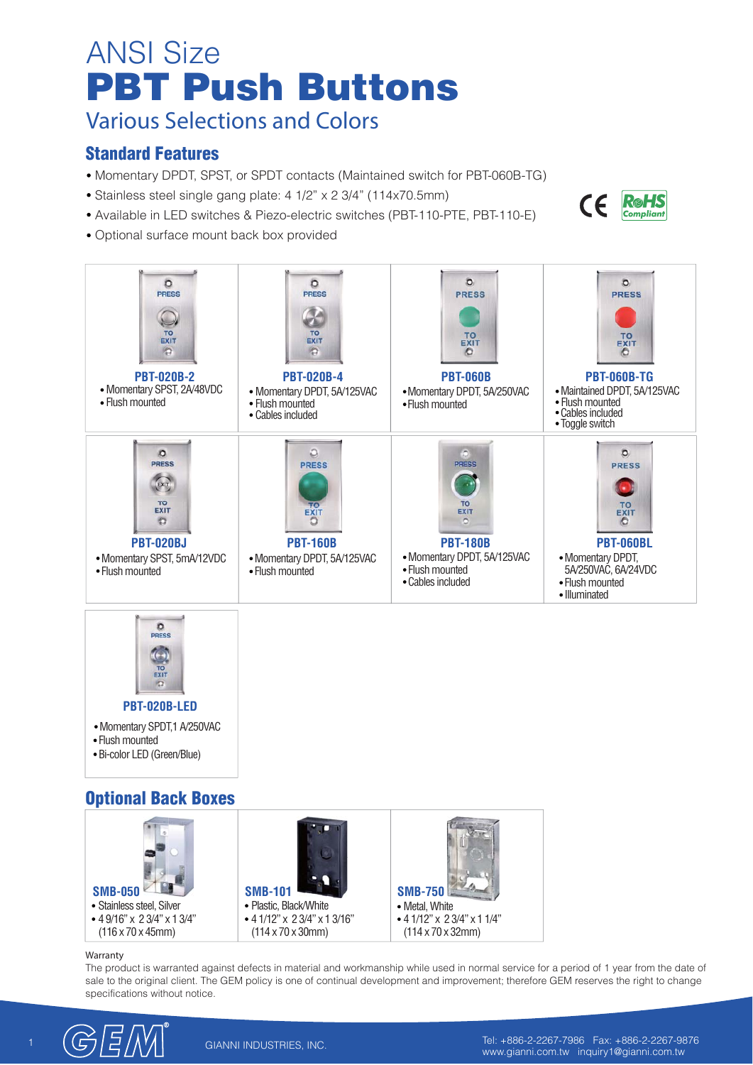# ANSI Size
# PBT Push Buttons
## Various Selections and Colors

### Standard Features

- Momentary DPDT, SPST, or SPDT contacts (Maintained switch for PBT-060B-TG)
- Stainless steel single gang plate: 4 1/2" x 2 3/4" (114x70.5mm)
- Available in LED switches & Piezo-electric switches (PBT-110-PTE, PBT-110-E)
- Optional surface mount back box provided

CE RoHS Compliant

**PBT-020B-2**
- Momentary SPST, 2A/48VDC
- Flush mounted

**PBT-020B-4**
- Momentary DPDT, 5A/125VAC
- Flush mounted
- Cables included

**PBT-060B**
- Momentary DPDT, 5A/250VAC
- Flush mounted

**PBT-060B-TG**
- Maintained DPDT, 5A/125VAC
- Flush mounted
- Cables included
- Toggle switch

**PBT-020BJ**
- Momentary SPST, 5mA/12VDC
- Flush mounted

**PBT-160B**
- Momentary DPDT, 5A/125VAC
- Flush mounted

**PBT-180B**
- Momentary DPDT, 5A/125VAC
- Flush mounted
- Cables included

**PBT-060BL**
- Momentary DPDT, 5A/250VAC, 6A/24VDC
- Flush mounted
- Illuminated

**PBT-020B-LED**
- Momentary SPDT,1 A/250VAC
- Flush mounted
- Bi-color LED (Green/Blue)

### Optional Back Boxes

**SMB-050**
- Stainless steel, Silver
- 4 9/16" x 2 3/4" x 1 3/4" (116 x 70 x 45mm)

**SMB-101**
- Plastic, Black/White
- 4 1/12" x 2 3/4" x 1 3/16" (114 x 70 x 30mm)

**SMB-750**
- Metal, White
- 4 1/12" x 2 3/4" x 1 1/4" (114 x 70 x 32mm)

Warranty

The product is warranted against defects in material and workmanship while used in normal service for a period of 1 year from the date of sale to the original client. The GEM policy is one of continual development and improvement; therefore GEM reserves the right to change specifications without notice.

GEM® GIANNI INDUSTRIES, INC. Tel: +886-2-2267-7986 Fax: +886-2-2267-9876 www.gianni.com.tw inquiry1@gianni.com.tw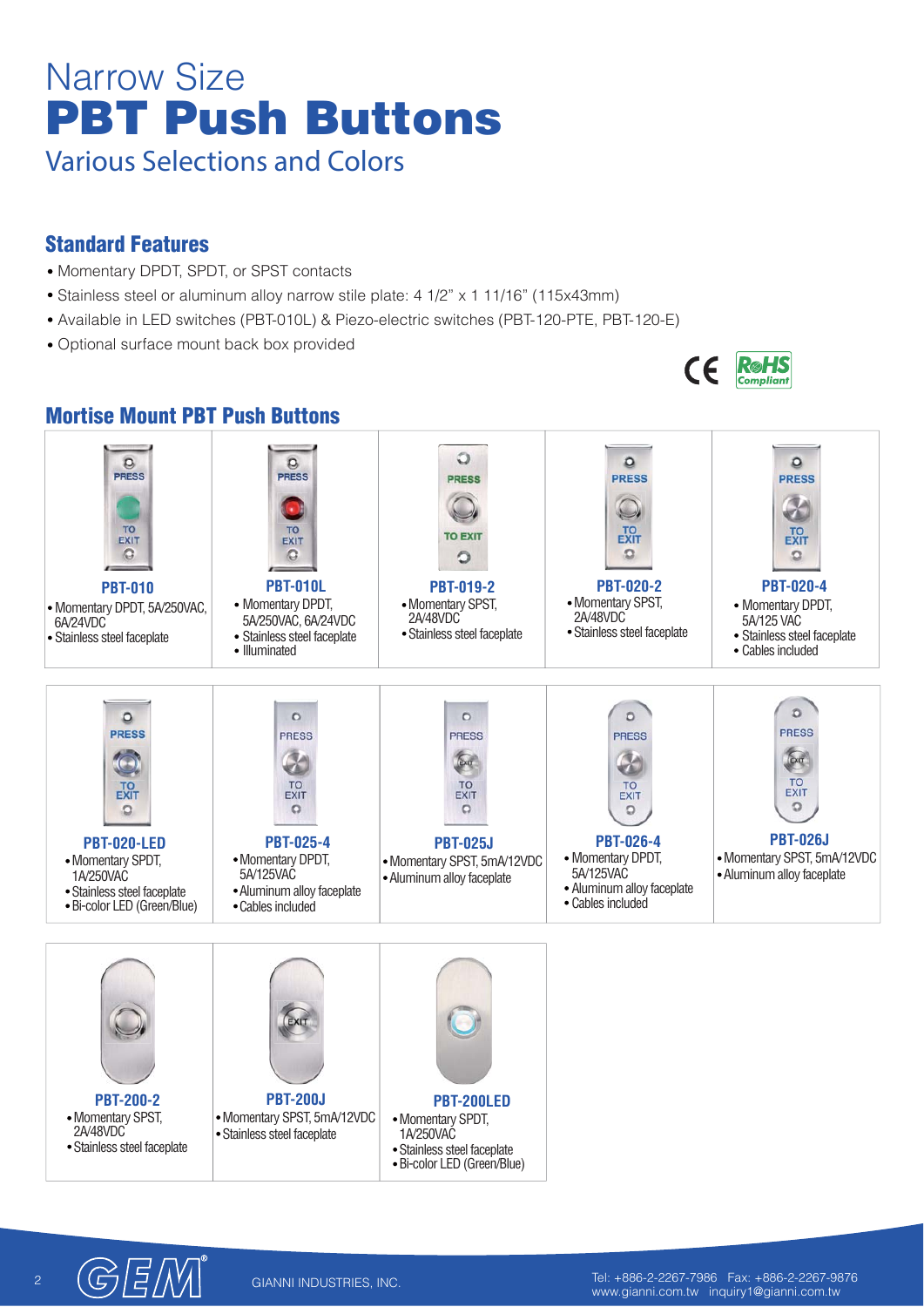# Narrow Size
# PBT Push Buttons
## Various Selections and Colors

### Standard Features

- Momentary DPDT, SPDT, or SPST contacts
- Stainless steel or aluminum alloy narrow stile plate: 4 1/2" x 1 11/16" (115x43mm)
- Available in LED switches (PBT-010L) & Piezo-electric switches (PBT-120-PTE, PBT-120-E)
- Optional surface mount back box provided

CE RoHS Compliant

### Mortise Mount PBT Push Buttons

**PBT-010**
- Momentary DPDT, 5A/250VAC, 6A/24VDC
- Stainless steel faceplate

**PBT-010L**
- Momentary DPDT, 5A/250VAC, 6A/24VDC
- Stainless steel faceplate
- Illuminated

**PBT-019-2**
- Momentary SPST, 2A/48VDC
- Stainless steel faceplate

**PBT-020-2**
- Momentary SPST, 2A/48VDC
- Stainless steel faceplate

**PBT-020-4**
- Momentary DPDT, 5A/125 VAC
- Stainless steel faceplate
- Cables included

**PBT-020-LED**
- Momentary SPDT, 1A/250VAC
- Stainless steel faceplate
- Bi-color LED (Green/Blue)

**PBT-025-4**
- Momentary DPDT, 5A/125VAC
- Aluminum alloy faceplate
- Cables included

**PBT-025J**
- Momentary SPST, 5mA/12VDC
- Aluminum alloy faceplate

**PBT-026-4**
- Momentary DPDT, 5A/125VAC
- Aluminum alloy faceplate
- Cables included

**PBT-026J**
- Momentary SPST, 5mA/12VDC
- Aluminum alloy faceplate

**PBT-200-2**
- Momentary SPST, 2A/48VDC
- Stainless steel faceplate

**PBT-200J**
- Momentary SPST, 5mA/12VDC
- Stainless steel faceplate

**PBT-200LED**
- Momentary SPDT, 1A/250VAC
- Stainless steel faceplate
- Bi-color LED (Green/Blue)

GEM® GIANNI INDUSTRIES, INC. Tel: +886-2-2267-7986 Fax: +886-2-2267-9876 www.gianni.com.tw inquiry1@gianni.com.tw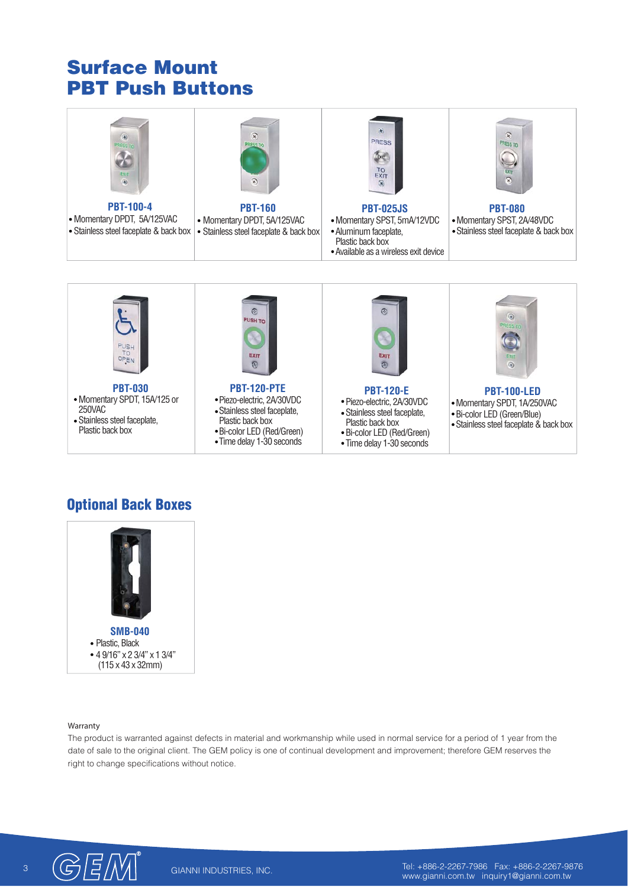# Surface Mount PBT Push Buttons

**PBT-100-4**
- Momentary DPDT, 5A/125VAC
- Stainless steel faceplate & back box

**PBT-160**
- Momentary DPDT, 5A/125VAC
- Stainless steel faceplate & back box

**PBT-025JS**
- Momentary SPST, 5mA/12VDC
- Aluminum faceplate, Plastic back box
- Available as a wireless exit device

**PBT-080**
- Momentary SPST, 2A/48VDC
- Stainless steel faceplate & back box

**PBT-030**
- Momentary SPDT, 15A/125 or 250VAC
- Stainless steel faceplate, Plastic back box

**PBT-120-PTE**
- Piezo-electric, 2A/30VDC
- Stainless steel faceplate, Plastic back box
- Bi-color LED (Red/Green)
- Time delay 1-30 seconds

**PBT-120-E**
- Piezo-electric, 2A/30VDC
- Stainless steel faceplate, Plastic back box
- Bi-color LED (Red/Green)
- Time delay 1-30 seconds

**PBT-100-LED**
- Momentary SPDT, 1A/250VAC
- Bi-color LED (Green/Blue)
- Stainless steel faceplate & back box

## Optional Back Boxes

**SMB-040**
- Plastic, Black
- 4 9/16" x 2 3/4" x 1 3/4" (115 x 43 x 32mm)

Warranty

The product is warranted against defects in material and workmanship while used in normal service for a period of 1 year from the date of sale to the original client. The GEM policy is one of continual development and improvement; therefore GEM reserves the right to change specifications without notice.

GIANNI INDUSTRIES, INC.

Tel: +886-2-2267-7986 Fax: +886-2-2267-9876
www.gianni.com.tw inquiry1@gianni.com.tw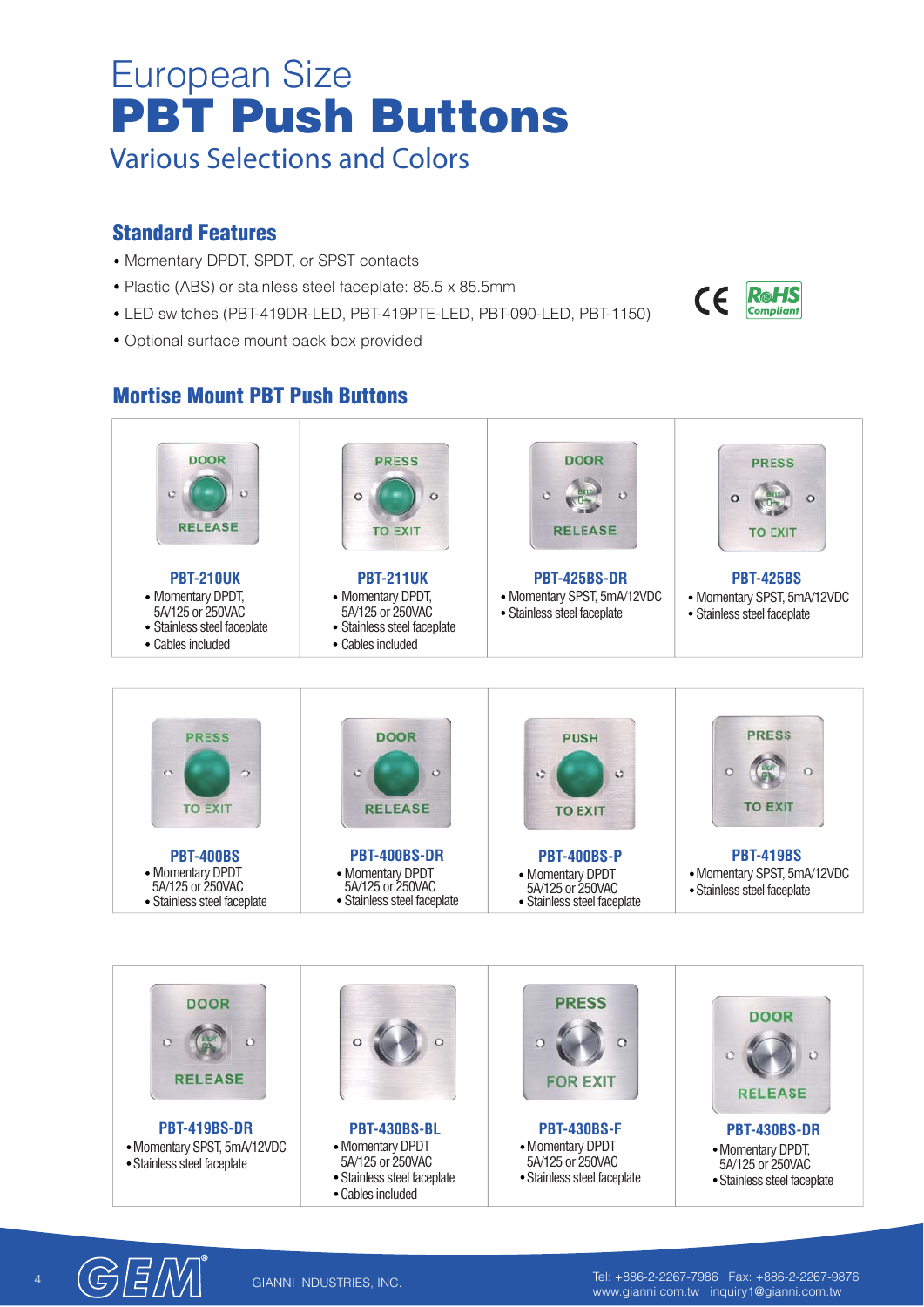# European Size
# PBT Push Buttons
## Various Selections and Colors

### Standard Features

- Momentary DPDT, SPDT, or SPST contacts
- Plastic (ABS) or stainless steel faceplate: 85.5 x 85.5mm
- LED switches (PBT-419DR-LED, PBT-419PTE-LED, PBT-090-LED, PBT-1150)
- Optional surface mount back box provided

### Mortise Mount PBT Push Buttons

**PBT-210UK**
- Momentary DPDT, 5A/125 or 250VAC
- Stainless steel faceplate
- Cables included

**PBT-211UK**
- Momentary DPDT, 5A/125 or 250VAC
- Stainless steel faceplate
- Cables included

**PBT-425BS-DR**
- Momentary SPST, 5mA/12VDC
- Stainless steel faceplate

**PBT-425BS**
- Momentary SPST, 5mA/12VDC
- Stainless steel faceplate

**PBT-400BS**
- Momentary DPDT 5A/125 or 250VAC
- Stainless steel faceplate

**PBT-400BS-DR**
- Momentary DPDT 5A/125 or 250VAC
- Stainless steel faceplate

**PBT-400BS-P**
- Momentary DPDT 5A/125 or 250VAC
- Stainless steel faceplate

**PBT-419BS**
- Momentary SPST, 5mA/12VDC
- Stainless steel faceplate

**PBT-419BS-DR**
- Momentary SPST, 5mA/12VDC
- Stainless steel faceplate

**PBT-430BS-BL**
- Momentary DPDT 5A/125 or 250VAC
- Stainless steel faceplate
- Cables included

**PBT-430BS-F**
- Momentary DPDT 5A/125 or 250VAC
- Stainless steel faceplate

**PBT-430BS-DR**
- Momentary DPDT, 5A/125 or 250VAC
- Stainless steel faceplate

GIANNI INDUSTRIES, INC.

Tel: +886-2-2267-7986 Fax: +886-2-2267-9876
www.gianni.com.tw inquiry1@gianni.com.tw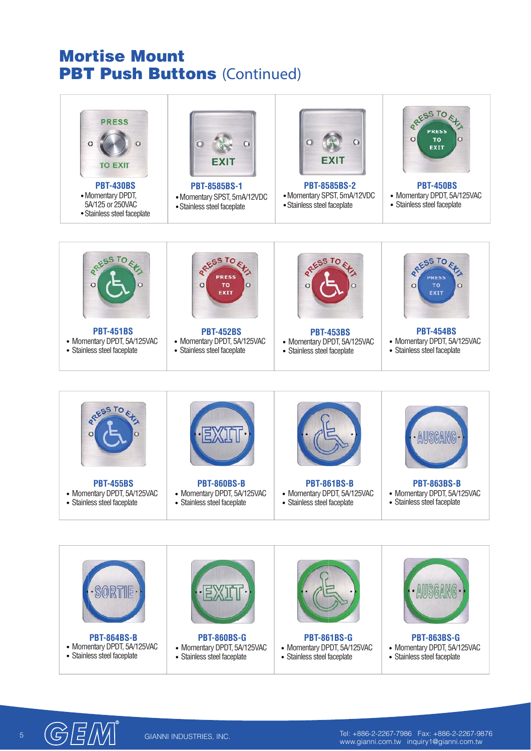# Mortise Mount PBT Push Buttons (Continued)

**PBT-430BS**
- Momentary DPDT, 5A/125 or 250VAC
- Stainless steel faceplate

**PBT-8585BS-1**
- Momentary SPST, 5mA/12VDC
- Stainless steel faceplate

**PBT-8585BS-2**
- Momentary SPST, 5mA/12VDC
- Stainless steel faceplate

**PBT-450BS**
- Momentary DPDT, 5A/125VAC
- Stainless steel faceplate

**PBT-451BS**
- Momentary DPDT, 5A/125VAC
- Stainless steel faceplate

**PBT-452BS**
- Momentary DPDT, 5A/125VAC
- Stainless steel faceplate

**PBT-453BS**
- Momentary DPDT, 5A/125VAC
- Stainless steel faceplate

**PBT-454BS**
- Momentary DPDT, 5A/125VAC
- Stainless steel faceplate

**PBT-455BS**
- Momentary DPDT, 5A/125VAC
- Stainless steel faceplate

**PBT-860BS-B**
- Momentary DPDT, 5A/125VAC
- Stainless steel faceplate

**PBT-861BS-B**
- Momentary DPDT, 5A/125VAC
- Stainless steel faceplate

**PBT-863BS-B**
- Momentary DPDT, 5A/125VAC
- Stainless steel faceplate

**PBT-864BS-B**
- Momentary DPDT, 5A/125VAC
- Stainless steel faceplate

**PBT-860BS-G**
- Momentary DPDT, 5A/125VAC
- Stainless steel faceplate

**PBT-861BS-G**
- Momentary DPDT, 5A/125VAC
- Stainless steel faceplate

**PBT-863BS-G**
- Momentary DPDT, 5A/125VAC
- Stainless steel faceplate

GEM® GIANNI INDUSTRIES, INC.

Tel: +886-2-2267-7986 Fax: +886-2-2267-9876
www.gianni.com.tw inquiry1@gianni.com.tw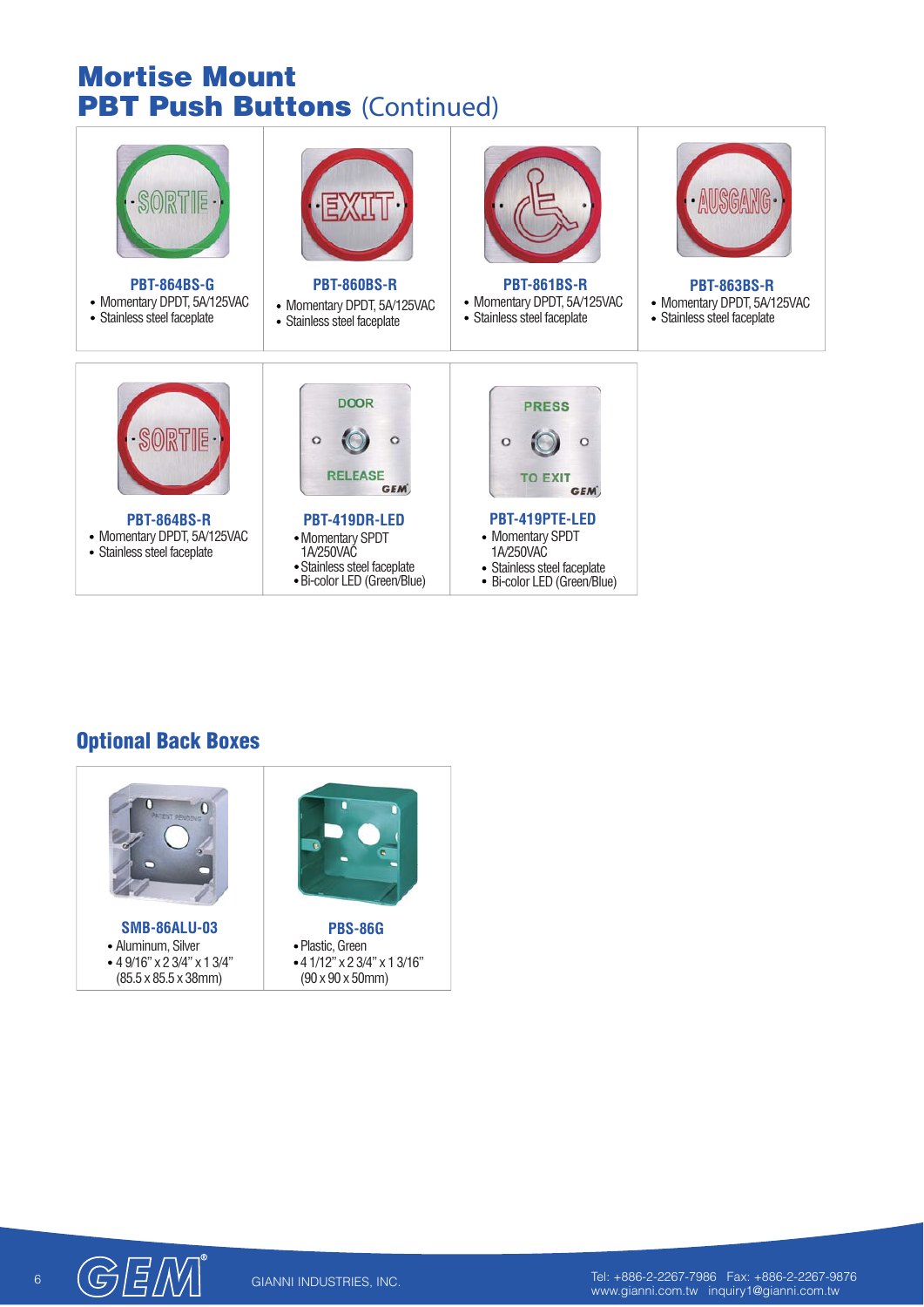# Mortise Mount
# PBT Push Buttons (Continued)

**PBT-864BS-G**
- Momentary DPDT, 5A/125VAC
- Stainless steel faceplate

**PBT-860BS-R**
- Momentary DPDT, 5A/125VAC
- Stainless steel faceplate

**PBT-861BS-R**
- Momentary DPDT, 5A/125VAC
- Stainless steel faceplate

**PBT-863BS-R**
- Momentary DPDT, 5A/125VAC
- Stainless steel faceplate

**PBT-864BS-R**
- Momentary DPDT, 5A/125VAC
- Stainless steel faceplate

**PBT-419DR-LED**
- Momentary SPDT 1A/250VAC
- Stainless steel faceplate
- Bi-color LED (Green/Blue)

**PBT-419PTE-LED**
- Momentary SPDT 1A/250VAC
- Stainless steel faceplate
- Bi-color LED (Green/Blue)

## Optional Back Boxes

**SMB-86ALU-03**
- Aluminum, Silver
- 4 9/16" x 2 3/4" x 1 3/4" (85.5 x 85.5 x 38mm)

**PBS-86G**
- Plastic, Green
- 4 1/12" x 2 3/4" x 1 3/16" (90 x 90 x 50mm)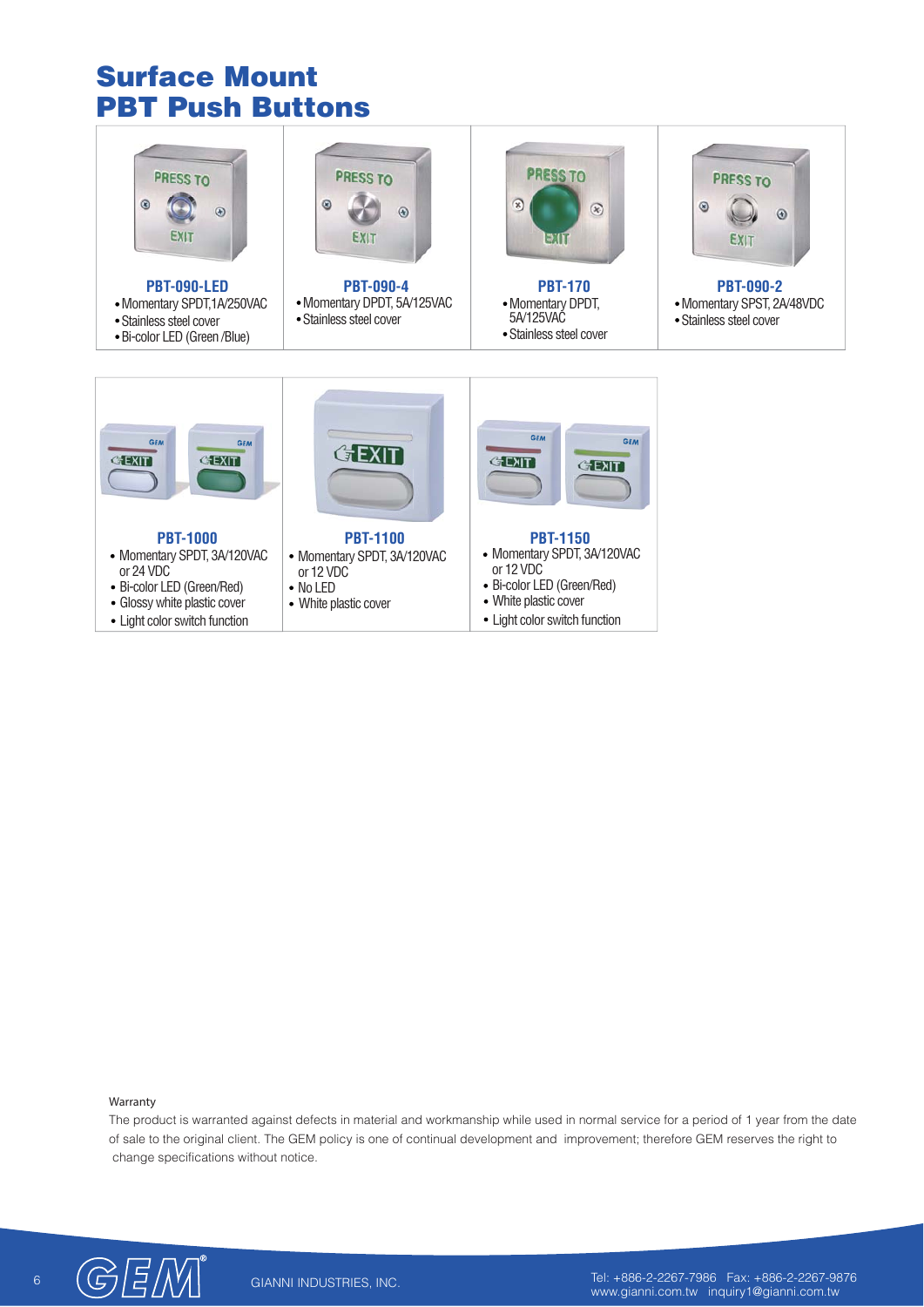# Surface Mount PBT Push Buttons

**PBT-090-LED**
- Momentary SPDT,1A/250VAC
- Stainless steel cover
- Bi-color LED (Green /Blue)

**PBT-090-4**
- Momentary DPDT, 5A/125VAC
- Stainless steel cover

**PBT-170**
- Momentary DPDT, 5A/125VAC
- Stainless steel cover

**PBT-090-2**
- Momentary SPST, 2A/48VDC
- Stainless steel cover

**PBT-1000**
- Momentary SPDT, 3A/120VAC or 24 VDC
- Bi-color LED (Green/Red)
- Glossy white plastic cover
- Light color switch function

**PBT-1100**
- Momentary SPDT, 3A/120VAC or 12 VDC
- No LED
- White plastic cover

**PBT-1150**
- Momentary SPDT, 3A/120VAC or 12 VDC
- Bi-color LED (Green/Red)
- White plastic cover
- Light color switch function

Warranty

The product is warranted against defects in material and workmanship while used in normal service for a period of 1 year from the date of sale to the original client. The GEM policy is one of continual development and improvement; therefore GEM reserves the right to change specifications without notice.

GIANNI INDUSTRIES, INC.

Tel: +886-2-2267-7986 Fax: +886-2-2267-9876
www.gianni.com.tw inquiry1@gianni.com.tw